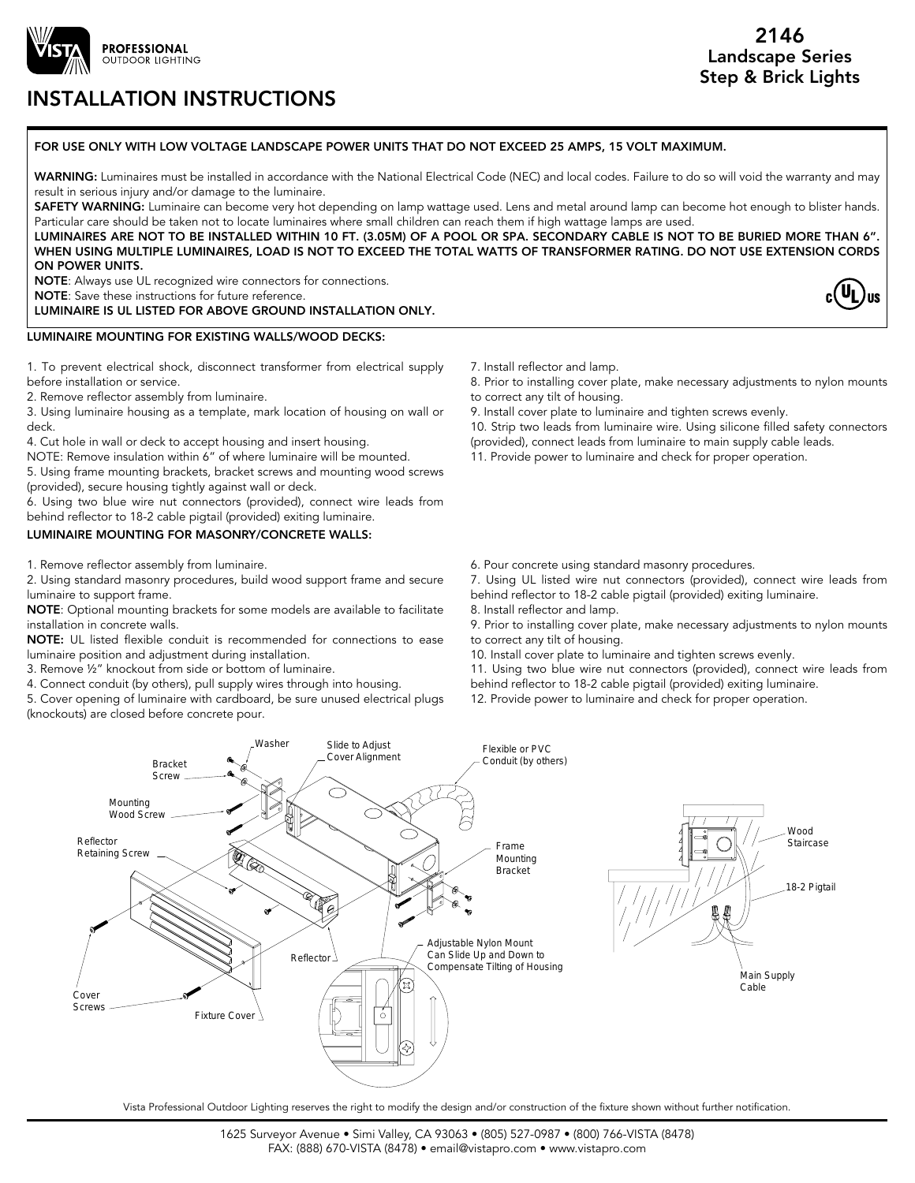# INSTALLATION INSTRUCTIONS

## 2146
## Landscape Series
## Step & Brick Lights

**FOR USE ONLY WITH LOW VOLTAGE LANDSCAPE POWER UNITS THAT DO NOT EXCEED 25 AMPS, 15 VOLT MAXIMUM.**

**WARNING:** Luminaires must be installed in accordance with the National Electrical Code (NEC) and local codes. Failure to do so will void the warranty and may result in serious injury and/or damage to the luminaire.

**SAFETY WARNING:** Luminaire can become very hot depending on lamp wattage used. Lens and metal around lamp can become hot enough to blister hands. Particular care should be taken not to locate luminaires where small children can reach them if high wattage lamps are used.

**LUMINAIRES ARE NOT TO BE INSTALLED WITHIN 10 FT. (3.05M) OF A POOL OR SPA. SECONDARY CABLE IS NOT TO BE BURIED MORE THAN 6". WHEN USING MULTIPLE LUMINAIRES, LOAD IS NOT TO EXCEED THE TOTAL WATTS OF TRANSFORMER RATING. DO NOT USE EXTENSION CORDS ON POWER UNITS.**

**NOTE**: Always use UL recognized wire connectors for connections.

**NOTE**: Save these instructions for future reference.

**LUMINAIRE IS UL LISTED FOR ABOVE GROUND INSTALLATION ONLY.**

### LUMINAIRE MOUNTING FOR EXISTING WALLS/WOOD DECKS:

1. To prevent electrical shock, disconnect transformer from electrical supply before installation or service.
2. Remove reflector assembly from luminaire.
3. Using luminaire housing as a template, mark location of housing on wall or deck.
4. Cut hole in wall or deck to accept housing and insert housing.

NOTE: Remove insulation within 6" of where luminaire will be mounted.

5. Using frame mounting brackets, bracket screws and mounting wood screws (provided), secure housing tightly against wall or deck.
6. Using two blue wire nut connectors (provided), connect wire leads from behind reflector to 18-2 cable pigtail (provided) exiting luminaire.
7. Install reflector and lamp.
8. Prior to installing cover plate, make necessary adjustments to nylon mounts to correct any tilt of housing.
9. Install cover plate to luminaire and tighten screws evenly.
10. Strip two leads from luminaire wire. Using silicone filled safety connectors (provided), connect leads from luminaire to main supply cable leads.
11. Provide power to luminaire and check for proper operation.

### LUMINAIRE MOUNTING FOR MASONRY/CONCRETE WALLS:

1. Remove reflector assembly from luminaire.
2. Using standard masonry procedures, build wood support frame and secure luminaire to support frame.

**NOTE**: Optional mounting brackets for some models are available to facilitate installation in concrete walls.

**NOTE:** UL listed flexible conduit is recommended for connections to ease luminaire position and adjustment during installation.

3. Remove ½" knockout from side or bottom of luminaire.
4. Connect conduit (by others), pull supply wires through into housing.
5. Cover opening of luminaire with cardboard, be sure unused electrical plugs (knockouts) are closed before concrete pour.
6. Pour concrete using standard masonry procedures.
7. Using UL listed wire nut connectors (provided), connect wire leads from behind reflector to 18-2 cable pigtail (provided) exiting luminaire.
8. Install reflector and lamp.
9. Prior to installing cover plate, make necessary adjustments to nylon mounts to correct any tilt of housing.
10. Install cover plate to luminaire and tighten screws evenly.
11. Using two blue wire nut connectors (provided), connect wire leads from behind reflector to 18-2 cable pigtail (provided) exiting luminaire.
12. Provide power to luminaire and check for proper operation.

Washer
Slide to Adjust Cover Alignment
Flexible or PVC Conduit (by others)
Bracket Screw
Mounting Wood Screw
Reflector Retaining Screw
Frame Mounting Bracket
Reflector
Adjustable Nylon Mount Can Slide Up and Down to Compensate Tilting of Housing
Cover Screws
Fixture Cover
Wood Staircase
18-2 Pigtail
Main Supply Cable

Vista Professional Outdoor Lighting reserves the right to modify the design and/or construction of the fixture shown without further notification.

1625 Surveyor Avenue • Simi Valley, CA 93063 • (805) 527-0987 • (800) 766-VISTA (8478)
FAX: (888) 670-VISTA (8478) • email@vistapro.com • www.vistapro.com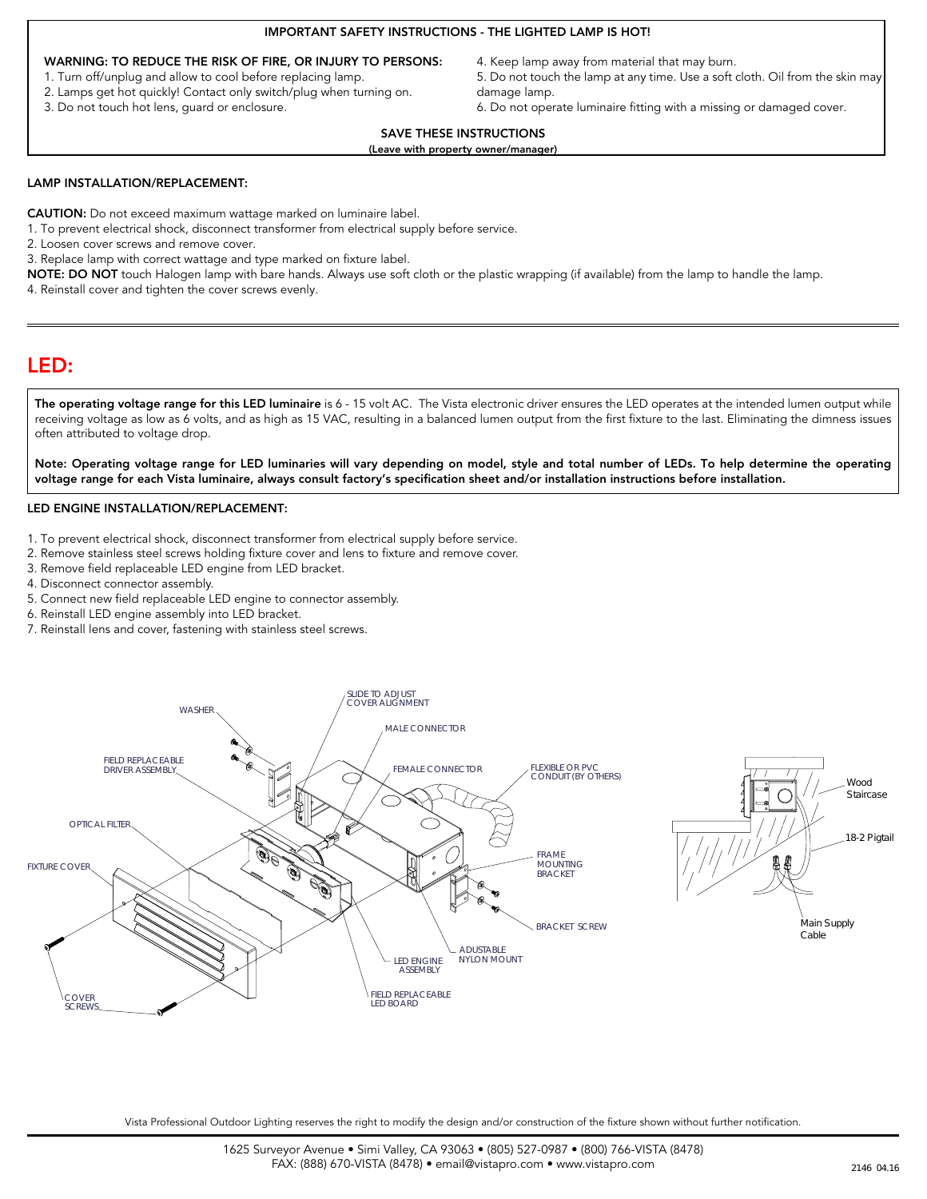**IMPORTANT SAFETY INSTRUCTIONS - THE LIGHTED LAMP IS HOT!**

**WARNING: TO REDUCE THE RISK OF FIRE, OR INJURY TO PERSONS:**

1. Turn off/unplug and allow to cool before replacing lamp.
2. Lamps get hot quickly! Contact only switch/plug when turning on.
3. Do not touch hot lens, guard or enclosure.
4. Keep lamp away from material that may burn.
5. Do not touch the lamp at any time. Use a soft cloth. Oil from the skin may damage lamp.
6. Do not operate luminaire fitting with a missing or damaged cover.

**SAVE THESE INSTRUCTIONS**

**(Leave with property owner/manager)**

**LAMP INSTALLATION/REPLACEMENT:**

**CAUTION:** Do not exceed maximum wattage marked on luminaire label.

1. To prevent electrical shock, disconnect transformer from electrical supply before service.
2. Loosen cover screws and remove cover.
3. Replace lamp with correct wattage and type marked on fixture label.

**NOTE: DO NOT** touch Halogen lamp with bare hands. Always use soft cloth or the plastic wrapping (if available) from the lamp to handle the lamp.

4. Reinstall cover and tighten the cover screws evenly.

## LED:

**The operating voltage range for this LED luminaire** is 6 - 15 volt AC. The Vista electronic driver ensures the LED operates at the intended lumen output while receiving voltage as low as 6 volts, and as high as 15 VAC, resulting in a balanced lumen output from the first fixture to the last. Eliminating the dimness issues often attributed to voltage drop.

**Note: Operating voltage range for LED luminaries will vary depending on model, style and total number of LEDs. To help determine the operating voltage range for each Vista luminaire, always consult factory's specification sheet and/or installation instructions before installation.**

**LED ENGINE INSTALLATION/REPLACEMENT:**

1. To prevent electrical shock, disconnect transformer from electrical supply before service.
2. Remove stainless steel screws holding fixture cover and lens to fixture and remove cover.
3. Remove field replaceable LED engine from LED bracket.
4. Disconnect connector assembly.
5. Connect new field replaceable LED engine to connector assembly.
6. Reinstall LED engine assembly into LED bracket.
7. Reinstall lens and cover, fastening with stainless steel screws.

WASHER
SLIDE TO ADJUST COVER ALIGNMENT
MALE CONNECTOR
FIELD REPLACEABLE DRIVER ASSEMBLY
FEMALE CONNECTOR
FLEXIBLE OR PVC CONDUIT (BY OTHERS)
OPTICAL FILTER
FIXTURE COVER
FRAME MOUNTING BRACKET
BRACKET SCREW
ADUSTABLE NYLON MOUNT
LED ENGINE ASSEMBLY
FIELD REPLACEABLE LED BOARD
COVER SCREWS

Wood Staircase
18-2 Pigtail
Main Supply Cable

Vista Professional Outdoor Lighting reserves the right to modify the design and/or construction of the fixture shown without further notification.

1625 Surveyor Avenue • Simi Valley, CA 93063 • (805) 527-0987 • (800) 766-VISTA (8478)
FAX: (888) 670-VISTA (8478) • email@vistapro.com • www.vistapro.com

2146 04.16